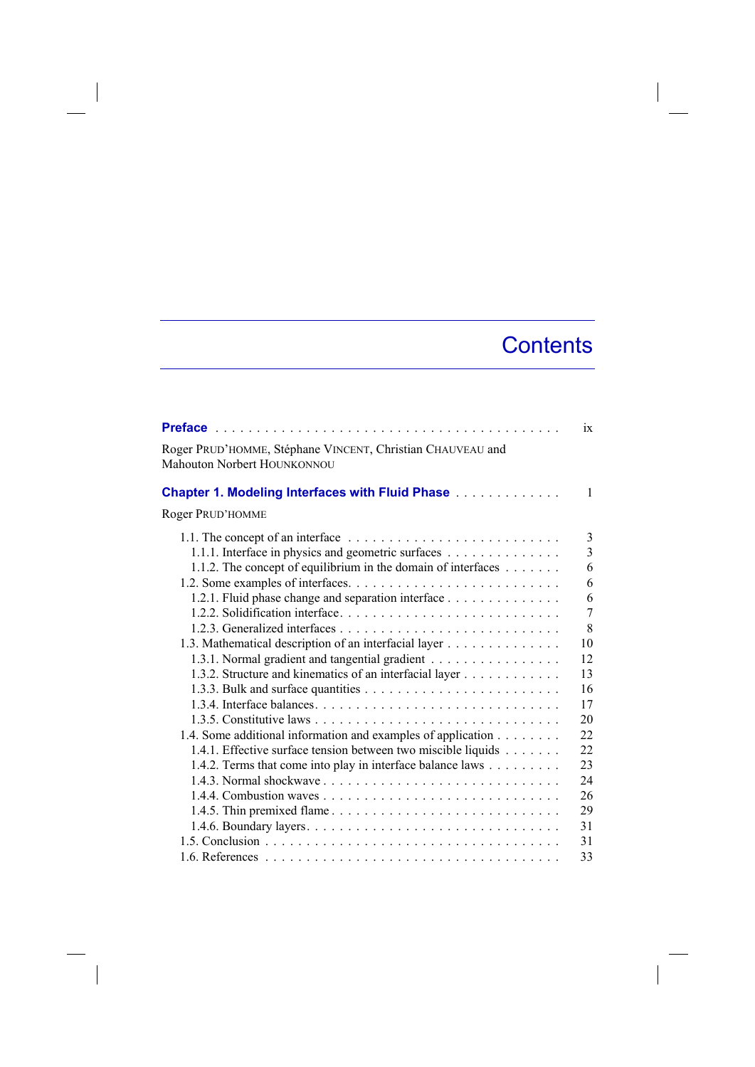# Contents

**Preface** . . . . . . . . . . . . . . . . . . . . . . . . . . . . . . . . . . . . . . . . . ix

Roger PRUD'HOMME, Stéphane VINCENT, Christian CHAUVEAU and Mahouton Norbert HOUNKONNOU

**Chapter 1. Modeling Interfaces with Fluid Phase** . . . . . . . . . . . . . 1

Roger PRUD'HOMME

1.1. The concept of an interface . . . . . . . . . . . . . . . . . . . . . . . . . . 3
  1.1.1. Interface in physics and geometric surfaces . . . . . . . . . . . . . . 3
  1.1.2. The concept of equilibrium in the domain of interfaces . . . . . . . 6
1.2. Some examples of interfaces. . . . . . . . . . . . . . . . . . . . . . . . . . 6
  1.2.1. Fluid phase change and separation interface . . . . . . . . . . . . . 6
  1.2.2. Solidification interface. . . . . . . . . . . . . . . . . . . . . . . . . . 7
  1.2.3. Generalized interfaces . . . . . . . . . . . . . . . . . . . . . . . . . . 8
1.3. Mathematical description of an interfacial layer . . . . . . . . . . . . . 10
  1.3.1. Normal gradient and tangential gradient . . . . . . . . . . . . . . . . 12
  1.3.2. Structure and kinematics of an interfacial layer . . . . . . . . . . . . 13
  1.3.3. Bulk and surface quantities . . . . . . . . . . . . . . . . . . . . . . . 16
  1.3.4. Interface balances. . . . . . . . . . . . . . . . . . . . . . . . . . . . . 17
  1.3.5. Constitutive laws . . . . . . . . . . . . . . . . . . . . . . . . . . . . . 20
1.4. Some additional information and examples of application . . . . . . . . 22
  1.4.1. Effective surface tension between two miscible liquids . . . . . . . 22
  1.4.2. Terms that come into play in interface balance laws . . . . . . . . . 23
  1.4.3. Normal shockwave . . . . . . . . . . . . . . . . . . . . . . . . . . . . 24
  1.4.4. Combustion waves . . . . . . . . . . . . . . . . . . . . . . . . . . . . 26
  1.4.5. Thin premixed flame . . . . . . . . . . . . . . . . . . . . . . . . . . . 29
  1.4.6. Boundary layers. . . . . . . . . . . . . . . . . . . . . . . . . . . . . . 31
1.5. Conclusion . . . . . . . . . . . . . . . . . . . . . . . . . . . . . . . . . . . 31
1.6. References . . . . . . . . . . . . . . . . . . . . . . . . . . . . . . . . . . . 33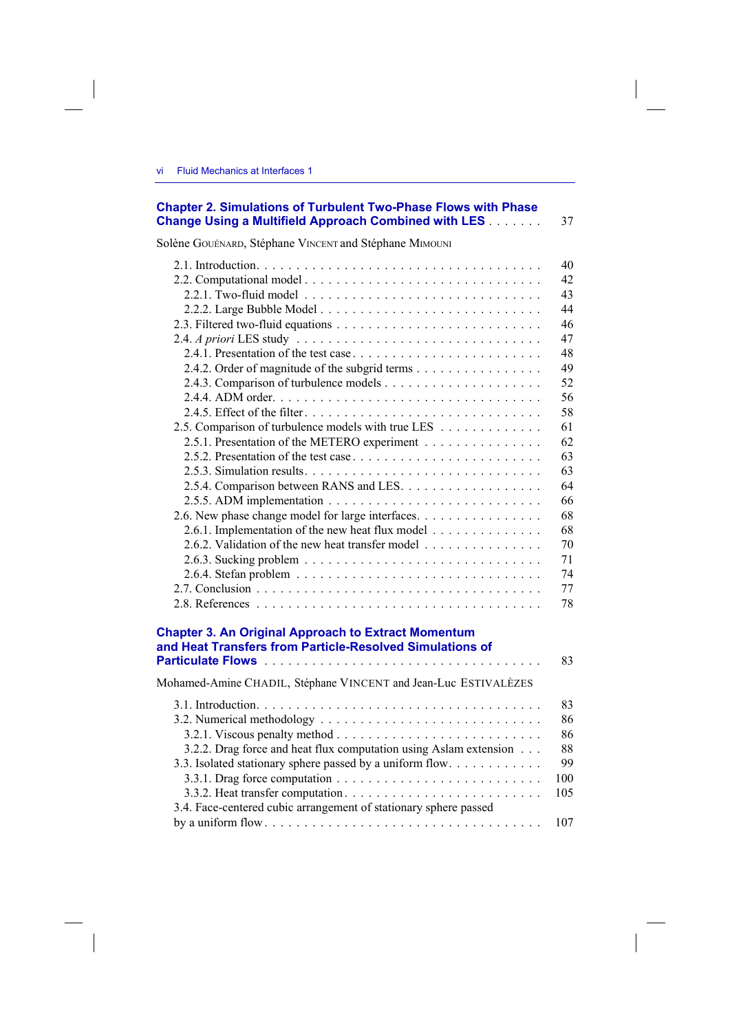**Chapter 2. Simulations of Turbulent Two-Phase Flows with Phase Change Using a Multifield Approach Combined with LES** . . . . . . . 37

Solène GOUÉNARD, Stéphane VINCENT and Stéphane MIMOUNI

2.1. Introduction . . . . . . . . . . . . . . . . . . . . . . . . . . . . . . . . . . . 40
2.2. Computational model . . . . . . . . . . . . . . . . . . . . . . . . . . . . 42
2.2.1. Two-fluid model . . . . . . . . . . . . . . . . . . . . . . . . . . . . 43
2.2.2. Large Bubble Model . . . . . . . . . . . . . . . . . . . . . . . . . . 44
2.3. Filtered two-fluid equations . . . . . . . . . . . . . . . . . . . . . . . . 46
2.4. *A priori* LES study . . . . . . . . . . . . . . . . . . . . . . . . . . . . . 47
2.4.1. Presentation of the test case . . . . . . . . . . . . . . . . . . . . . . 48
2.4.2. Order of magnitude of the subgrid terms . . . . . . . . . . . . . . . 49
2.4.3. Comparison of turbulence models . . . . . . . . . . . . . . . . . . . 52
2.4.4. ADM order . . . . . . . . . . . . . . . . . . . . . . . . . . . . . . . 56
2.4.5. Effect of the filter . . . . . . . . . . . . . . . . . . . . . . . . . . . . 58
2.5. Comparison of turbulence models with true LES . . . . . . . . . . . . 61
2.5.1. Presentation of the METERO experiment . . . . . . . . . . . . . . 62
2.5.2. Presentation of the test case . . . . . . . . . . . . . . . . . . . . . . 63
2.5.3. Simulation results . . . . . . . . . . . . . . . . . . . . . . . . . . . . 63
2.5.4. Comparison between RANS and LES . . . . . . . . . . . . . . . . . 64
2.5.5. ADM implementation . . . . . . . . . . . . . . . . . . . . . . . . . . 66
2.6. New phase change model for large interfaces . . . . . . . . . . . . . . 68
2.6.1. Implementation of the new heat flux model . . . . . . . . . . . . . 68
2.6.2. Validation of the new heat transfer model . . . . . . . . . . . . . . 70
2.6.3. Sucking problem . . . . . . . . . . . . . . . . . . . . . . . . . . . . 71
2.6.4. Stefan problem . . . . . . . . . . . . . . . . . . . . . . . . . . . . . 74
2.7. Conclusion . . . . . . . . . . . . . . . . . . . . . . . . . . . . . . . . . . 77
2.8. References . . . . . . . . . . . . . . . . . . . . . . . . . . . . . . . . . . 78

**Chapter 3. An Original Approach to Extract Momentum and Heat Transfers from Particle-Resolved Simulations of Particulate Flows** . . . . . . . . . . . . . . . . . . . . . . . . . . . . . . . . 83

Mohamed-Amine CHADIL, Stéphane VINCENT and Jean-Luc ESTIVALÈZES

3.1. Introduction . . . . . . . . . . . . . . . . . . . . . . . . . . . . . . . . . . . 83
3.2. Numerical methodology . . . . . . . . . . . . . . . . . . . . . . . . . . . 86
3.2.1. Viscous penalty method . . . . . . . . . . . . . . . . . . . . . . . . . 86
3.2.2. Drag force and heat flux computation using Aslam extension . . . 88
3.3. Isolated stationary sphere passed by a uniform flow . . . . . . . . . . . 99
3.3.1. Drag force computation . . . . . . . . . . . . . . . . . . . . . . . . . 100
3.3.2. Heat transfer computation . . . . . . . . . . . . . . . . . . . . . . . . 105
3.4. Face-centered cubic arrangement of stationary sphere passed by a uniform flow . . . . . . . . . . . . . . . . . . . . . . . . . . . . . . . . . . 107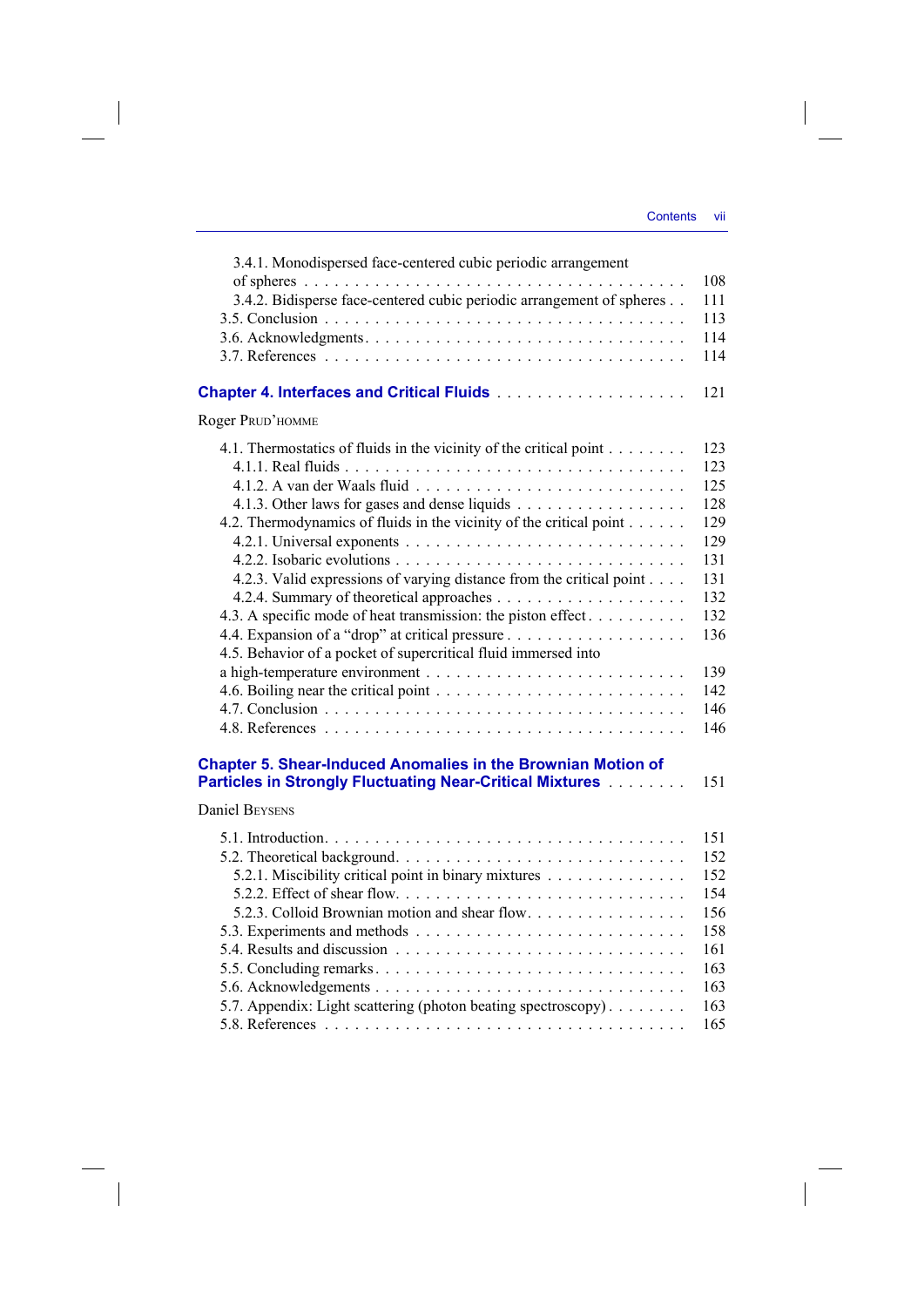3.4.1. Monodispersed face-centered cubic periodic arrangement of spheres . . . . . . . . . . 108
3.4.2. Bidisperse face-centered cubic periodic arrangement of spheres . . 111
3.5. Conclusion . . . . . . . . . . 113
3.6. Acknowledgments . . . . . . . . . . 114
3.7. References . . . . . . . . . . 114

## Chapter 4. Interfaces and Critical Fluids . . . . . . . . . . 121

Roger PRUD'HOMME

4.1. Thermostatics of fluids in the vicinity of the critical point . . . . . . . . 123
4.1.1. Real fluids . . . . . . . . . . 123
4.1.2. A van der Waals fluid . . . . . . . . . . 125
4.1.3. Other laws for gases and dense liquids . . . . . . . . . . 128
4.2. Thermodynamics of fluids in the vicinity of the critical point . . . . . . 129
4.2.1. Universal exponents . . . . . . . . . . 129
4.2.2. Isobaric evolutions . . . . . . . . . . 131
4.2.3. Valid expressions of varying distance from the critical point . . . . 131
4.2.4. Summary of theoretical approaches . . . . . . . . . . 132
4.3. A specific mode of heat transmission: the piston effect . . . . . . . . . . 132
4.4. Expansion of a "drop" at critical pressure . . . . . . . . . . 136
4.5. Behavior of a pocket of supercritical fluid immersed into a high-temperature environment . . . . . . . . . . 139
4.6. Boiling near the critical point . . . . . . . . . . 142
4.7. Conclusion . . . . . . . . . . 146
4.8. References . . . . . . . . . . 146

## Chapter 5. Shear-Induced Anomalies in the Brownian Motion of Particles in Strongly Fluctuating Near-Critical Mixtures . . . . . . . . 151

Daniel BEYSENS

5.1. Introduction . . . . . . . . . . 151
5.2. Theoretical background . . . . . . . . . . 152
5.2.1. Miscibility critical point in binary mixtures . . . . . . . . . . 152
5.2.2. Effect of shear flow . . . . . . . . . . 154
5.2.3. Colloid Brownian motion and shear flow . . . . . . . . . . 156
5.3. Experiments and methods . . . . . . . . . . 158
5.4. Results and discussion . . . . . . . . . . 161
5.5. Concluding remarks . . . . . . . . . . 163
5.6. Acknowledgements . . . . . . . . . . 163
5.7. Appendix: Light scattering (photon beating spectroscopy) . . . . . . . . 163
5.8. References . . . . . . . . . . 165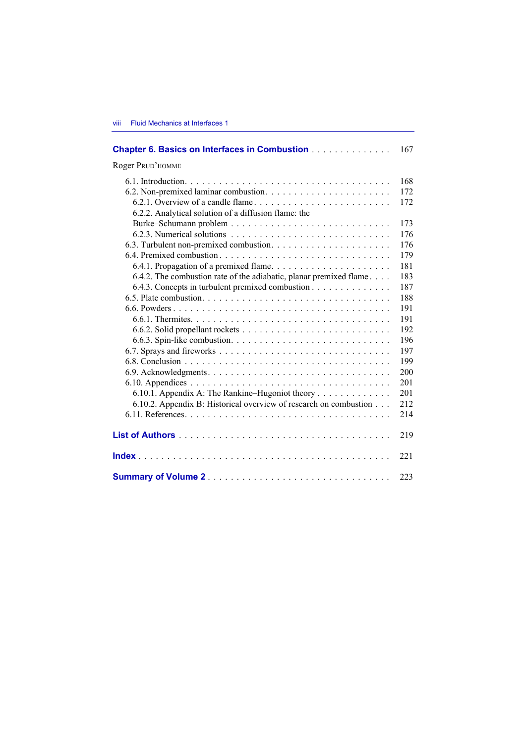**Chapter 6. Basics on Interfaces in Combustion** . . . . . . . . . . . . . . 167

Roger PRUD'HOMME

6.1. Introduction. . . . . . . . . . . . . . . . . . . . . . . . . . . . . . . . . . . 168
6.2. Non-premixed laminar combustion . . . . . . . . . . . . . . . . . . . . . 172
  6.2.1. Overview of a candle flame . . . . . . . . . . . . . . . . . . . . . . . 172
  6.2.2. Analytical solution of a diffusion flame: the Burke–Schumann problem . . . . . . . . . . . . . . . . . . . . . . . . . 173
  6.2.3. Numerical solutions . . . . . . . . . . . . . . . . . . . . . . . . . . 176
6.3. Turbulent non-premixed combustion. . . . . . . . . . . . . . . . . . . . 176
6.4. Premixed combustion . . . . . . . . . . . . . . . . . . . . . . . . . . . 179
  6.4.1. Propagation of a premixed flame. . . . . . . . . . . . . . . . . . . . 181
  6.4.2. The combustion rate of the adiabatic, planar premixed flame . . . . 183
  6.4.3. Concepts in turbulent premixed combustion . . . . . . . . . . . . . 187
6.5. Plate combustion. . . . . . . . . . . . . . . . . . . . . . . . . . . . . . 188
6.6. Powders . . . . . . . . . . . . . . . . . . . . . . . . . . . . . . . . . . 191
  6.6.1. Thermites. . . . . . . . . . . . . . . . . . . . . . . . . . . . . . . 191
  6.6.2. Solid propellant rockets . . . . . . . . . . . . . . . . . . . . . . . 192
  6.6.3. Spin-like combustion. . . . . . . . . . . . . . . . . . . . . . . . . 196
6.7. Sprays and fireworks . . . . . . . . . . . . . . . . . . . . . . . . . . . 197
6.8. Conclusion . . . . . . . . . . . . . . . . . . . . . . . . . . . . . . . . 199
6.9. Acknowledgments. . . . . . . . . . . . . . . . . . . . . . . . . . . . . . 200
6.10. Appendices . . . . . . . . . . . . . . . . . . . . . . . . . . . . . . . . 201
  6.10.1. Appendix A: The Rankine–Hugoniot theory . . . . . . . . . . . . . 201
  6.10.2. Appendix B: Historical overview of research on combustion . . . 212
6.11. References. . . . . . . . . . . . . . . . . . . . . . . . . . . . . . . . . 214

**List of Authors** . . . . . . . . . . . . . . . . . . . . . . . . . . . . . . . . 219

**Index** . . . . . . . . . . . . . . . . . . . . . . . . . . . . . . . . . . . . . 221

**Summary of Volume 2** . . . . . . . . . . . . . . . . . . . . . . . . . . . . 223